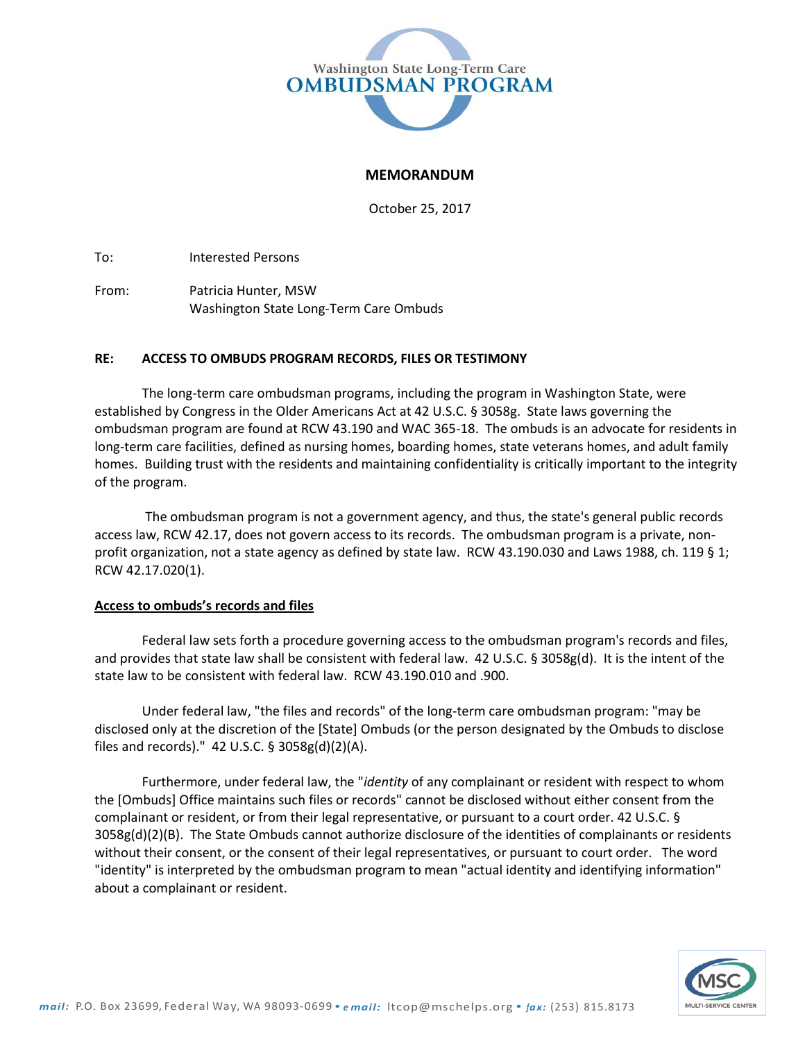Washington State Long-Term Care

**OMBUDSMAN PROGRAM**

# MEMORANDUM

October 25, 2017

To: Interested Persons

From: Patricia Hunter, MSW
Washington State Long-Term Care Ombuds

**RE: ACCESS TO OMBUDS PROGRAM RECORDS, FILES OR TESTIMONY**

The long-term care ombudsman programs, including the program in Washington State, were established by Congress in the Older Americans Act at 42 U.S.C. § 3058g. State laws governing the ombudsman program are found at RCW 43.190 and WAC 365-18. The ombuds is an advocate for residents in long-term care facilities, defined as nursing homes, boarding homes, state veterans homes, and adult family homes. Building trust with the residents and maintaining confidentiality is critically important to the integrity of the program.

The ombudsman program is not a government agency, and thus, the state's general public records access law, RCW 42.17, does not govern access to its records. The ombudsman program is a private, non-profit organization, not a state agency as defined by state law. RCW 43.190.030 and Laws 1988, ch. 119 § 1; RCW 42.17.020(1).

## Access to ombuds's records and files

Federal law sets forth a procedure governing access to the ombudsman program's records and files, and provides that state law shall be consistent with federal law. 42 U.S.C. § 3058g(d). It is the intent of the state law to be consistent with federal law. RCW 43.190.010 and .900.

Under federal law, "the files and records" of the long-term care ombudsman program: "may be disclosed only at the discretion of the [State] Ombuds (or the person designated by the Ombuds to disclose files and records)." 42 U.S.C. § 3058g(d)(2)(A).

Furthermore, under federal law, the "*identity* of any complainant or resident with respect to whom the [Ombuds] Office maintains such files or records" cannot be disclosed without either consent from the complainant or resident, or from their legal representative, or pursuant to a court order. 42 U.S.C. § 3058g(d)(2)(B). The State Ombuds cannot authorize disclosure of the identities of complainants or residents without their consent, or the consent of their legal representatives, or pursuant to court order. The word "identity" is interpreted by the ombudsman program to mean "actual identity and identifying information" about a complainant or resident.

*mail:* P.O. Box 23699, Federal Way, WA 98093-0699 • *email:* ltcop@mschelps.org • *fax:* (253) 815.8173

MSC MULTI-SERVICE CENTER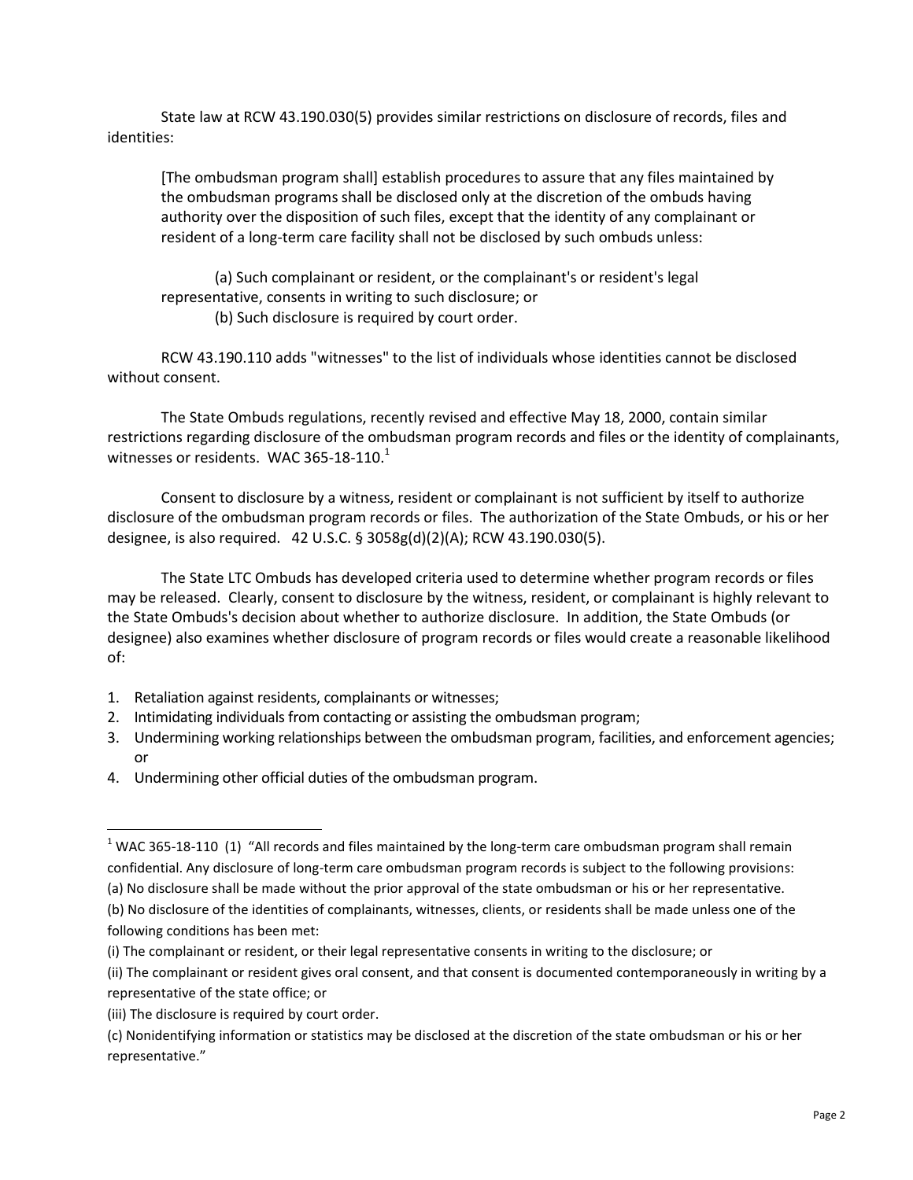State law at RCW 43.190.030(5) provides similar restrictions on disclosure of records, files and identities:

> [The ombudsman program shall] establish procedures to assure that any files maintained by the ombudsman programs shall be disclosed only at the discretion of the ombuds having authority over the disposition of such files, except that the identity of any complainant or resident of a long-term care facility shall not be disclosed by such ombuds unless:
>
> (a) Such complainant or resident, or the complainant's or resident's legal representative, consents in writing to such disclosure; or
>
> (b) Such disclosure is required by court order.

RCW 43.190.110 adds "witnesses" to the list of individuals whose identities cannot be disclosed without consent.

The State Ombuds regulations, recently revised and effective May 18, 2000, contain similar restrictions regarding disclosure of the ombudsman program records and files or the identity of complainants, witnesses or residents. WAC 365-18-110.[1]

Consent to disclosure by a witness, resident or complainant is not sufficient by itself to authorize disclosure of the ombudsman program records or files. The authorization of the State Ombuds, or his or her designee, is also required. 42 U.S.C. § 3058g(d)(2)(A); RCW 43.190.030(5).

The State LTC Ombuds has developed criteria used to determine whether program records or files may be released. Clearly, consent to disclosure by the witness, resident, or complainant is highly relevant to the State Ombuds's decision about whether to authorize disclosure. In addition, the State Ombuds (or designee) also examines whether disclosure of program records or files would create a reasonable likelihood of:

1. Retaliation against residents, complainants or witnesses;
2. Intimidating individuals from contacting or assisting the ombudsman program;
3. Undermining working relationships between the ombudsman program, facilities, and enforcement agencies; or
4. Undermining other official duties of the ombudsman program.

---

[1] WAC 365-18-110 (1) "All records and files maintained by the long-term care ombudsman program shall remain confidential. Any disclosure of long-term care ombudsman program records is subject to the following provisions:
(a) No disclosure shall be made without the prior approval of the state ombudsman or his or her representative.
(b) No disclosure of the identities of complainants, witnesses, clients, or residents shall be made unless one of the following conditions has been met:
(i) The complainant or resident, or their legal representative consents in writing to the disclosure; or
(ii) The complainant or resident gives oral consent, and that consent is documented contemporaneously in writing by a representative of the state office; or
(iii) The disclosure is required by court order.
(c) Nonidentifying information or statistics may be disclosed at the discretion of the state ombudsman or his or her representative."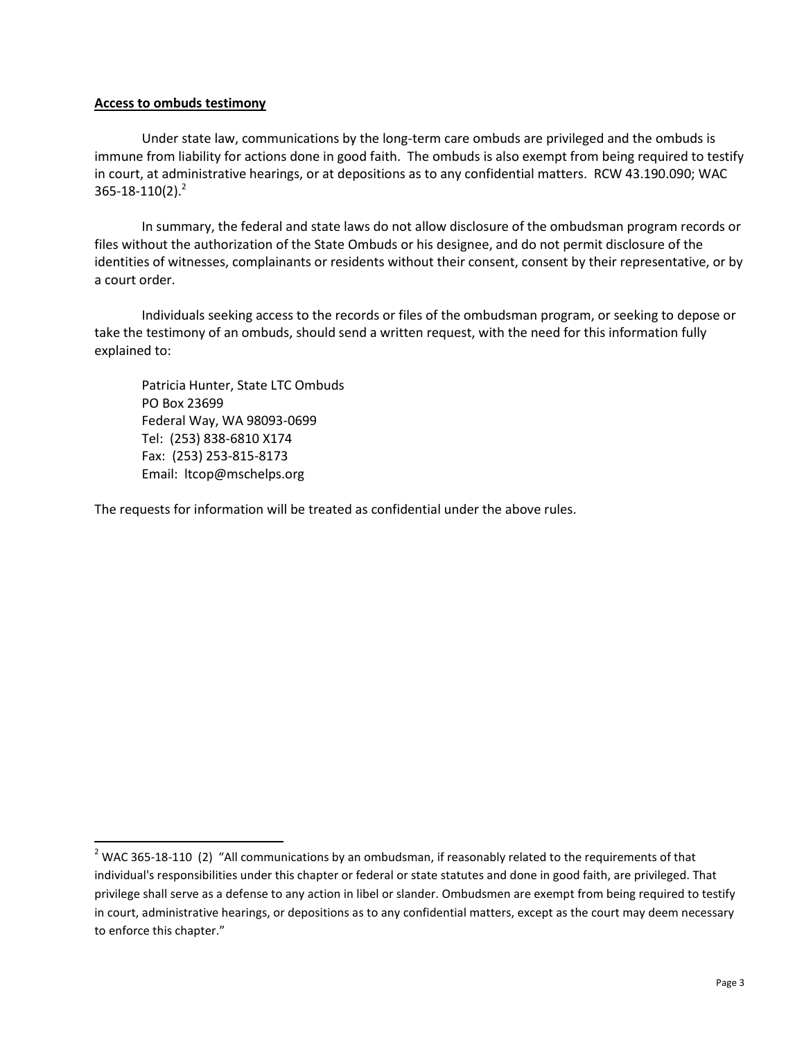**Access to ombuds testimony**

Under state law, communications by the long-term care ombuds are privileged and the ombuds is immune from liability for actions done in good faith. The ombuds is also exempt from being required to testify in court, at administrative hearings, or at depositions as to any confidential matters. RCW 43.190.090; WAC 365-18-110(2).[2]

In summary, the federal and state laws do not allow disclosure of the ombudsman program records or files without the authorization of the State Ombuds or his designee, and do not permit disclosure of the identities of witnesses, complainants or residents without their consent, consent by their representative, or by a court order.

Individuals seeking access to the records or files of the ombudsman program, or seeking to depose or take the testimony of an ombuds, should send a written request, with the need for this information fully explained to:

Patricia Hunter, State LTC Ombuds
PO Box 23699
Federal Way, WA 98093-0699
Tel: (253) 838-6810 X174
Fax: (253) 253-815-8173
Email: ltcop@mschelps.org

The requests for information will be treated as confidential under the above rules.

---

[2] WAC 365-18-110 (2) "All communications by an ombudsman, if reasonably related to the requirements of that individual's responsibilities under this chapter or federal or state statutes and done in good faith, are privileged. That privilege shall serve as a defense to any action in libel or slander. Ombudsmen are exempt from being required to testify in court, administrative hearings, or depositions as to any confidential matters, except as the court may deem necessary to enforce this chapter."